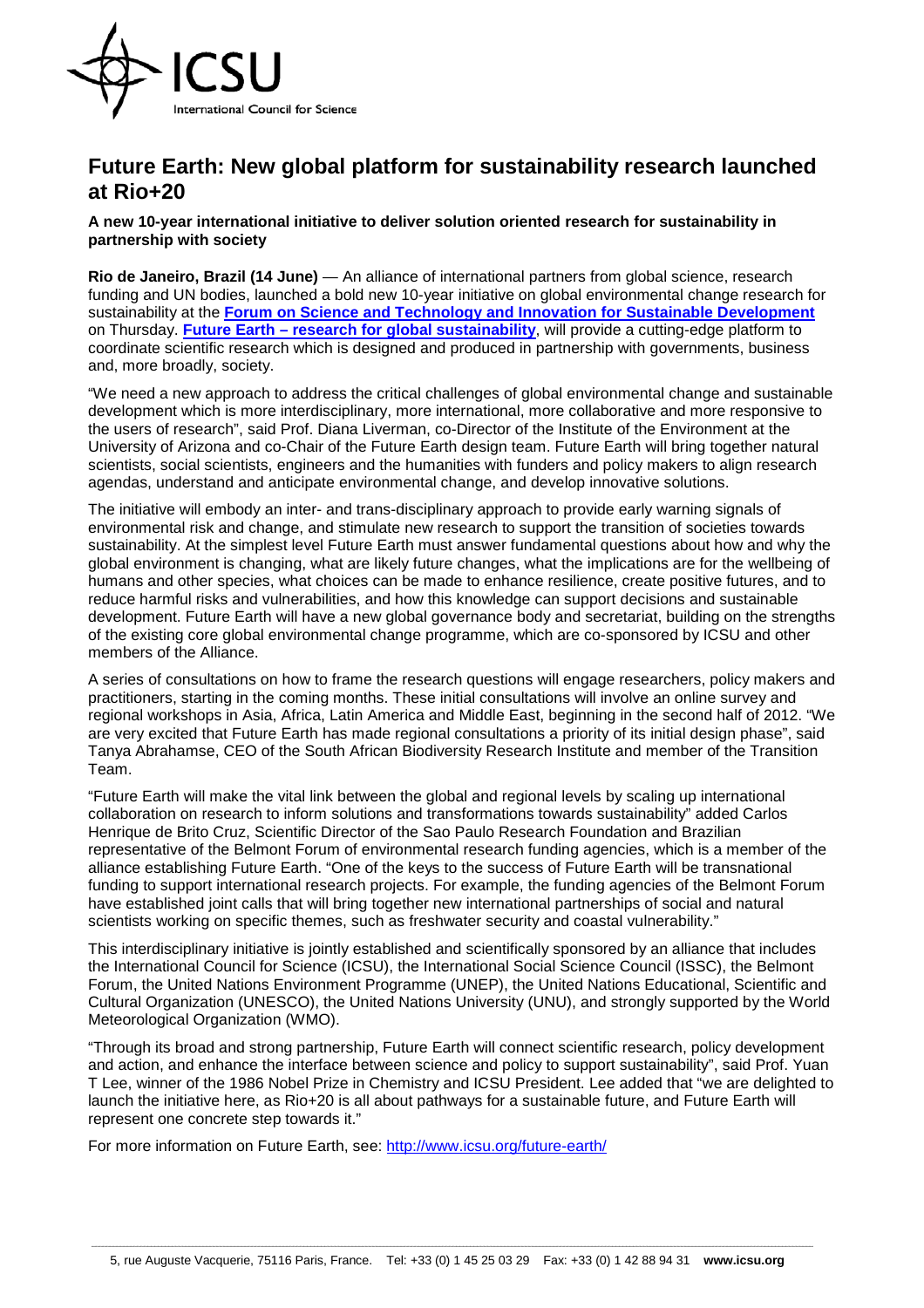# Future Earth: New global platform for sustainability research launched at Rio+20

**A new 10-year international initiative to deliver solution oriented research for sustainability in partnership with society**

**Rio de Janeiro, Brazil (14 June)** — An alliance of international partners from global science, research funding and UN bodies, launched a bold new 10-year initiative on global environmental change research for sustainability at the **Forum on Science and Technology and Innovation for Sustainable Development** on Thursday. **Future Earth – research for global sustainability**, will provide a cutting-edge platform to coordinate scientific research which is designed and produced in partnership with governments, business and, more broadly, society.

"We need a new approach to address the critical challenges of global environmental change and sustainable development which is more interdisciplinary, more international, more collaborative and more responsive to the users of research", said Prof. Diana Liverman, co-Director of the Institute of the Environment at the University of Arizona and co-Chair of the Future Earth design team. Future Earth will bring together natural scientists, social scientists, engineers and the humanities with funders and policy makers to align research agendas, understand and anticipate environmental change, and develop innovative solutions.

The initiative will embody an inter- and trans-disciplinary approach to provide early warning signals of environmental risk and change, and stimulate new research to support the transition of societies towards sustainability. At the simplest level Future Earth must answer fundamental questions about how and why the global environment is changing, what are likely future changes, what the implications are for the wellbeing of humans and other species, what choices can be made to enhance resilience, create positive futures, and to reduce harmful risks and vulnerabilities, and how this knowledge can support decisions and sustainable development. Future Earth will have a new global governance body and secretariat, building on the strengths of the existing core global environmental change programme, which are co-sponsored by ICSU and other members of the Alliance.

A series of consultations on how to frame the research questions will engage researchers, policy makers and practitioners, starting in the coming months. These initial consultations will involve an online survey and regional workshops in Asia, Africa, Latin America and Middle East, beginning in the second half of 2012. "We are very excited that Future Earth has made regional consultations a priority of its initial design phase", said Tanya Abrahamse, CEO of the South African Biodiversity Research Institute and member of the Transition Team.

"Future Earth will make the vital link between the global and regional levels by scaling up international collaboration on research to inform solutions and transformations towards sustainability" added Carlos Henrique de Brito Cruz, Scientific Director of the Sao Paulo Research Foundation and Brazilian representative of the Belmont Forum of environmental research funding agencies, which is a member of the alliance establishing Future Earth. "One of the keys to the success of Future Earth will be transnational funding to support international research projects. For example, the funding agencies of the Belmont Forum have established joint calls that will bring together new international partnerships of social and natural scientists working on specific themes, such as freshwater security and coastal vulnerability."

This interdisciplinary initiative is jointly established and scientifically sponsored by an alliance that includes the International Council for Science (ICSU), the International Social Science Council (ISSC), the Belmont Forum, the United Nations Environment Programme (UNEP), the United Nations Educational, Scientific and Cultural Organization (UNESCO), the United Nations University (UNU), and strongly supported by the World Meteorological Organization (WMO).

"Through its broad and strong partnership, Future Earth will connect scientific research, policy development and action, and enhance the interface between science and policy to support sustainability", said Prof. Yuan T Lee, winner of the 1986 Nobel Prize in Chemistry and ICSU President. Lee added that "we are delighted to launch the initiative here, as Rio+20 is all about pathways for a sustainable future, and Future Earth will represent one concrete step towards it."

For more information on Future Earth, see: http://www.icsu.org/future-earth/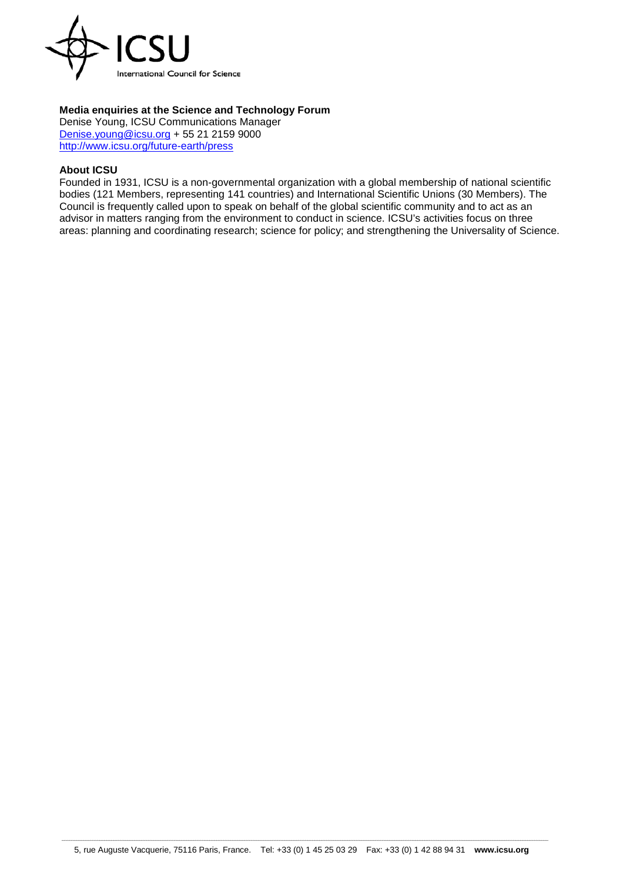ICSU

International Council for Science

**Media enquiries at the Science and Technology Forum**
Denise Young, ICSU Communications Manager
[Denise.young@icsu.org](mailto:Denise.young@icsu.org) + 55 21 2159 9000
[http://www.icsu.org/future-earth/press](http://www.icsu.org/future-earth/press)

**About ICSU**
Founded in 1931, ICSU is a non-governmental organization with a global membership of national scientific bodies (121 Members, representing 141 countries) and International Scientific Unions (30 Members). The Council is frequently called upon to speak on behalf of the global scientific community and to act as an advisor in matters ranging from the environment to conduct in science. ICSU's activities focus on three areas: planning and coordinating research; science for policy; and strengthening the Universality of Science.

5, rue Auguste Vacquerie, 75116 Paris, France. Tel: +33 (0) 1 45 25 03 29 Fax: +33 (0) 1 42 88 94 31 **www.icsu.org**